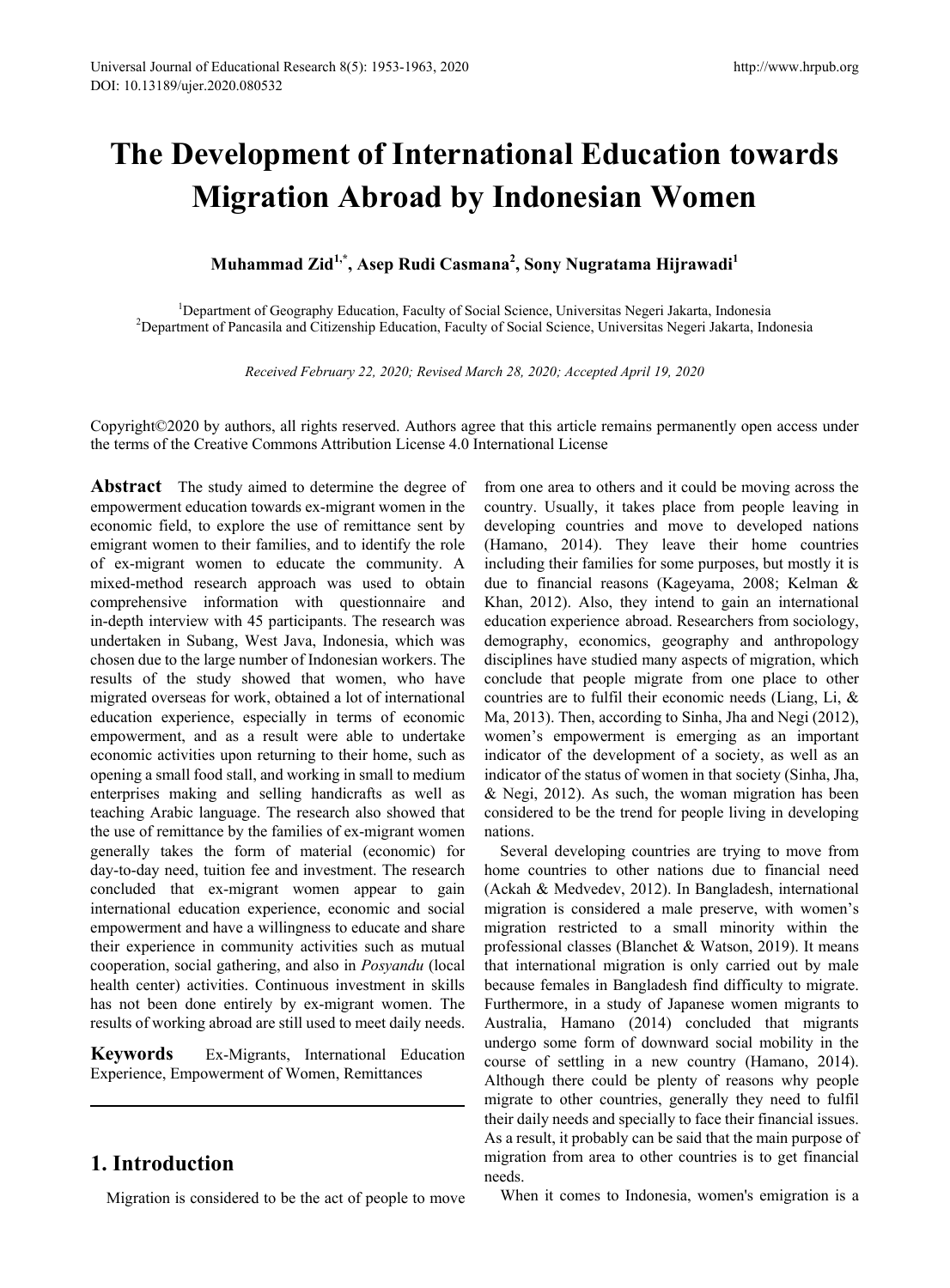# The Development of International Education towards Migration Abroad by Indonesian Women

**Muhammad Zid[1,*], Asep Rudi Casmana[2], Sony Nugratama Hijrawadi[1]**

[1]Department of Geography Education, Faculty of Social Science, Universitas Negeri Jakarta, Indonesia
[2]Department of Pancasila and Citizenship Education, Faculty of Social Science, Universitas Negeri Jakarta, Indonesia

*Received February 22, 2020; Revised March 28, 2020; Accepted April 19, 2020*

Copyright©2020 by authors, all rights reserved. Authors agree that this article remains permanently open access under the terms of the Creative Commons Attribution License 4.0 International License

**Abstract** The study aimed to determine the degree of empowerment education towards ex-migrant women in the economic field, to explore the use of remittance sent by emigrant women to their families, and to identify the role of ex-migrant women to educate the community. A mixed-method research approach was used to obtain comprehensive information with questionnaire and in-depth interview with 45 participants. The research was undertaken in Subang, West Java, Indonesia, which was chosen due to the large number of Indonesian workers. The results of the study showed that women, who have migrated overseas for work, obtained a lot of international education experience, especially in terms of economic empowerment, and as a result were able to undertake economic activities upon returning to their home, such as opening a small food stall, and working in small to medium enterprises making and selling handicrafts as well as teaching Arabic language. The research also showed that the use of remittance by the families of ex-migrant women generally takes the form of material (economic) for day-to-day need, tuition fee and investment. The research concluded that ex-migrant women appear to gain international education experience, economic and social empowerment and have a willingness to educate and share their experience in community activities such as mutual cooperation, social gathering, and also in *Posyandu* (local health center) activities. Continuous investment in skills has not been done entirely by ex-migrant women. The results of working abroad are still used to meet daily needs.

**Keywords** Ex-Migrants, International Education Experience, Empowerment of Women, Remittances

## 1. Introduction

Migration is considered to be the act of people to move from one area to others and it could be moving across the country. Usually, it takes place from people leaving in developing countries and move to developed nations (Hamano, 2014). They leave their home countries including their families for some purposes, but mostly it is due to financial reasons (Kageyama, 2008; Kelman & Khan, 2012). Also, they intend to gain an international education experience abroad. Researchers from sociology, demography, economics, geography and anthropology disciplines have studied many aspects of migration, which conclude that people migrate from one place to other countries are to fulfil their economic needs (Liang, Li, & Ma, 2013). Then, according to Sinha, Jha and Negi (2012), women's empowerment is emerging as an important indicator of the development of a society, as well as an indicator of the status of women in that society (Sinha, Jha, & Negi, 2012). As such, the woman migration has been considered to be the trend for people living in developing nations.

Several developing countries are trying to move from home countries to other nations due to financial need (Ackah & Medvedev, 2012). In Bangladesh, international migration is considered a male preserve, with women's migration restricted to a small minority within the professional classes (Blanchet & Watson, 2019). It means that international migration is only carried out by male because females in Bangladesh find difficulty to migrate. Furthermore, in a study of Japanese women migrants to Australia, Hamano (2014) concluded that migrants undergo some form of downward social mobility in the course of settling in a new country (Hamano, 2014). Although there could be plenty of reasons why people migrate to other countries, generally they need to fulfil their daily needs and specially to face their financial issues. As a result, it probably can be said that the main purpose of migration from area to other countries is to get financial needs.

When it comes to Indonesia, women's emigration is a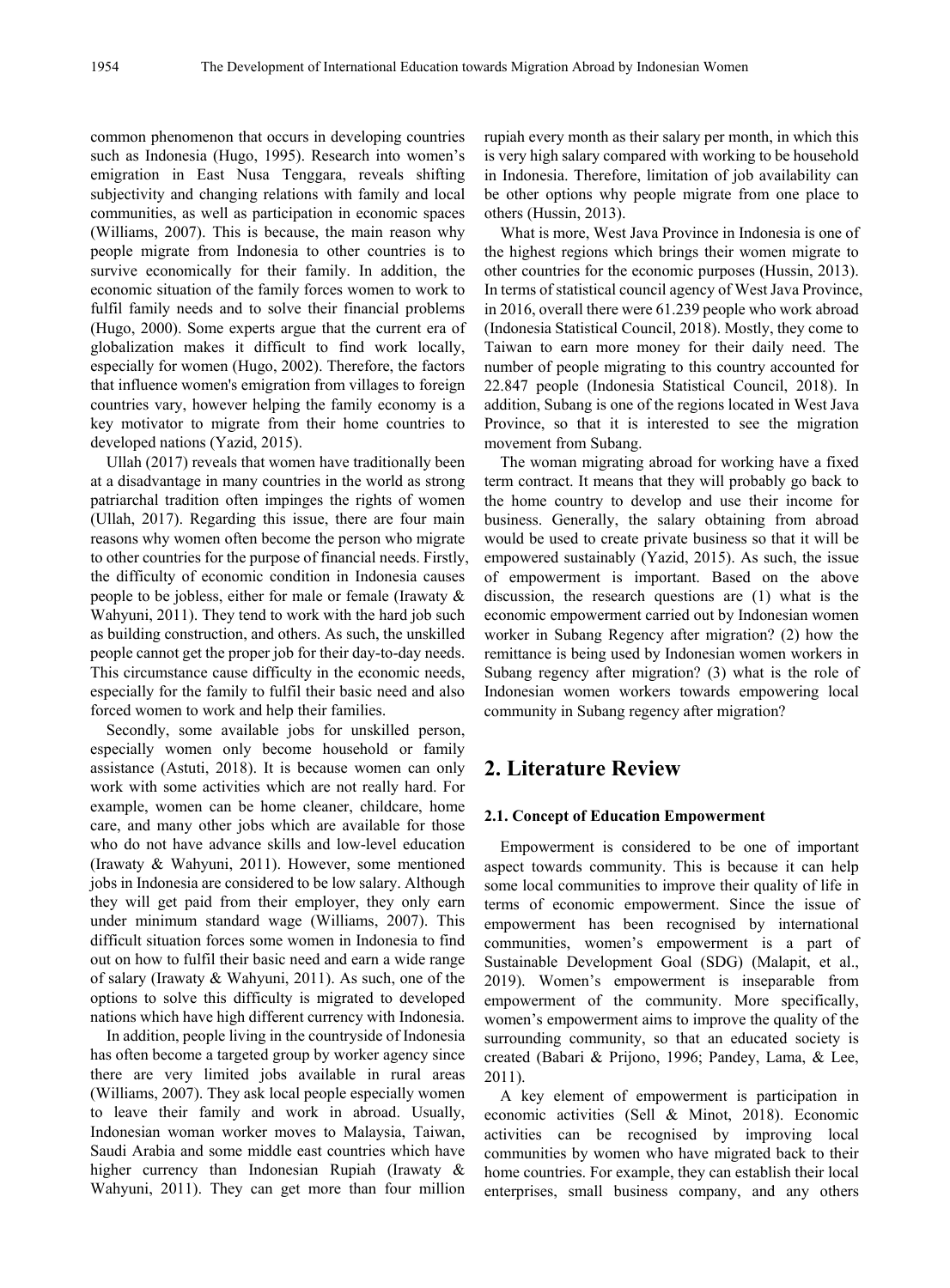common phenomenon that occurs in developing countries such as Indonesia (Hugo, 1995). Research into women's emigration in East Nusa Tenggara, reveals shifting subjectivity and changing relations with family and local communities, as well as participation in economic spaces (Williams, 2007). This is because, the main reason why people migrate from Indonesia to other countries is to survive economically for their family. In addition, the economic situation of the family forces women to work to fulfil family needs and to solve their financial problems (Hugo, 2000). Some experts argue that the current era of globalization makes it difficult to find work locally, especially for women (Hugo, 2002). Therefore, the factors that influence women's emigration from villages to foreign countries vary, however helping the family economy is a key motivator to migrate from their home countries to developed nations (Yazid, 2015).

Ullah (2017) reveals that women have traditionally been at a disadvantage in many countries in the world as strong patriarchal tradition often impinges the rights of women (Ullah, 2017). Regarding this issue, there are four main reasons why women often become the person who migrate to other countries for the purpose of financial needs. Firstly, the difficulty of economic condition in Indonesia causes people to be jobless, either for male or female (Irawaty & Wahyuni, 2011). They tend to work with the hard job such as building construction, and others. As such, the unskilled people cannot get the proper job for their day-to-day needs. This circumstance cause difficulty in the economic needs, especially for the family to fulfil their basic need and also forced women to work and help their families.

Secondly, some available jobs for unskilled person, especially women only become household or family assistance (Astuti, 2018). It is because women can only work with some activities which are not really hard. For example, women can be home cleaner, childcare, home care, and many other jobs which are available for those who do not have advance skills and low-level education (Irawaty & Wahyuni, 2011). However, some mentioned jobs in Indonesia are considered to be low salary. Although they will get paid from their employer, they only earn under minimum standard wage (Williams, 2007). This difficult situation forces some women in Indonesia to find out on how to fulfil their basic need and earn a wide range of salary (Irawaty & Wahyuni, 2011). As such, one of the options to solve this difficulty is migrated to developed nations which have high different currency with Indonesia.

In addition, people living in the countryside of Indonesia has often become a targeted group by worker agency since there are very limited jobs available in rural areas (Williams, 2007). They ask local people especially women to leave their family and work in abroad. Usually, Indonesian woman worker moves to Malaysia, Taiwan, Saudi Arabia and some middle east countries which have higher currency than Indonesian Rupiah (Irawaty & Wahyuni, 2011). They can get more than four million rupiah every month as their salary per month, in which this is very high salary compared with working to be household in Indonesia. Therefore, limitation of job availability can be other options why people migrate from one place to others (Hussin, 2013).

What is more, West Java Province in Indonesia is one of the highest regions which brings their women migrate to other countries for the economic purposes (Hussin, 2013). In terms of statistical council agency of West Java Province, in 2016, overall there were 61.239 people who work abroad (Indonesia Statistical Council, 2018). Mostly, they come to Taiwan to earn more money for their daily need. The number of people migrating to this country accounted for 22.847 people (Indonesia Statistical Council, 2018). In addition, Subang is one of the regions located in West Java Province, so that it is interested to see the migration movement from Subang.

The woman migrating abroad for working have a fixed term contract. It means that they will probably go back to the home country to develop and use their income for business. Generally, the salary obtaining from abroad would be used to create private business so that it will be empowered sustainably (Yazid, 2015). As such, the issue of empowerment is important. Based on the above discussion, the research questions are (1) what is the economic empowerment carried out by Indonesian women worker in Subang Regency after migration? (2) how the remittance is being used by Indonesian women workers in Subang regency after migration? (3) what is the role of Indonesian women workers towards empowering local community in Subang regency after migration?

## 2. Literature Review

### 2.1. Concept of Education Empowerment

Empowerment is considered to be one of important aspect towards community. This is because it can help some local communities to improve their quality of life in terms of economic empowerment. Since the issue of empowerment has been recognised by international communities, women's empowerment is a part of Sustainable Development Goal (SDG) (Malapit, et al., 2019). Women's empowerment is inseparable from empowerment of the community. More specifically, women's empowerment aims to improve the quality of the surrounding community, so that an educated society is created (Babari & Prijono, 1996; Pandey, Lama, & Lee, 2011).

A key element of empowerment is participation in economic activities (Sell & Minot, 2018). Economic activities can be recognised by improving local communities by women who have migrated back to their home countries. For example, they can establish their local enterprises, small business company, and any others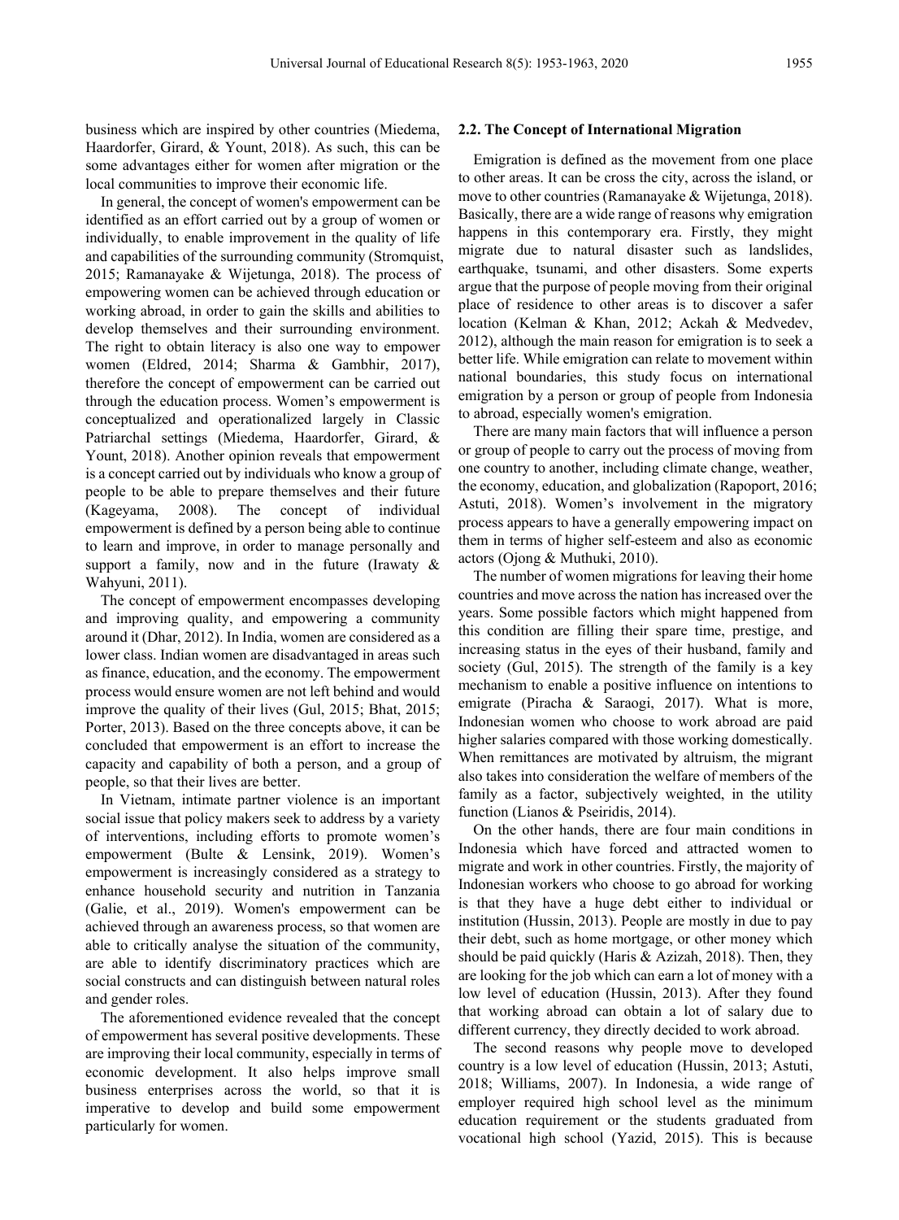business which are inspired by other countries (Miedema, Haardorfer, Girard, & Yount, 2018). As such, this can be some advantages either for women after migration or the local communities to improve their economic life.

In general, the concept of women's empowerment can be identified as an effort carried out by a group of women or individually, to enable improvement in the quality of life and capabilities of the surrounding community (Stromquist, 2015; Ramanayake & Wijetunga, 2018). The process of empowering women can be achieved through education or working abroad, in order to gain the skills and abilities to develop themselves and their surrounding environment. The right to obtain literacy is also one way to empower women (Eldred, 2014; Sharma & Gambhir, 2017), therefore the concept of empowerment can be carried out through the education process. Women's empowerment is conceptualized and operationalized largely in Classic Patriarchal settings (Miedema, Haardorfer, Girard, & Yount, 2018). Another opinion reveals that empowerment is a concept carried out by individuals who know a group of people to be able to prepare themselves and their future (Kageyama, 2008). The concept of individual empowerment is defined by a person being able to continue to learn and improve, in order to manage personally and support a family, now and in the future (Irawaty & Wahyuni, 2011).

The concept of empowerment encompasses developing and improving quality, and empowering a community around it (Dhar, 2012). In India, women are considered as a lower class. Indian women are disadvantaged in areas such as finance, education, and the economy. The empowerment process would ensure women are not left behind and would improve the quality of their lives (Gul, 2015; Bhat, 2015; Porter, 2013). Based on the three concepts above, it can be concluded that empowerment is an effort to increase the capacity and capability of both a person, and a group of people, so that their lives are better.

In Vietnam, intimate partner violence is an important social issue that policy makers seek to address by a variety of interventions, including efforts to promote women's empowerment (Bulte & Lensink, 2019). Women's empowerment is increasingly considered as a strategy to enhance household security and nutrition in Tanzania (Galie, et al., 2019). Women's empowerment can be achieved through an awareness process, so that women are able to critically analyse the situation of the community, are able to identify discriminatory practices which are social constructs and can distinguish between natural roles and gender roles.

The aforementioned evidence revealed that the concept of empowerment has several positive developments. These are improving their local community, especially in terms of economic development. It also helps improve small business enterprises across the world, so that it is imperative to develop and build some empowerment particularly for women.

### 2.2. The Concept of International Migration

Emigration is defined as the movement from one place to other areas. It can be cross the city, across the island, or move to other countries (Ramanayake & Wijetunga, 2018). Basically, there are a wide range of reasons why emigration happens in this contemporary era. Firstly, they might migrate due to natural disaster such as landslides, earthquake, tsunami, and other disasters. Some experts argue that the purpose of people moving from their original place of residence to other areas is to discover a safer location (Kelman & Khan, 2012; Ackah & Medvedev, 2012), although the main reason for emigration is to seek a better life. While emigration can relate to movement within national boundaries, this study focus on international emigration by a person or group of people from Indonesia to abroad, especially women's emigration.

There are many main factors that will influence a person or group of people to carry out the process of moving from one country to another, including climate change, weather, the economy, education, and globalization (Rapoport, 2016; Astuti, 2018). Women's involvement in the migratory process appears to have a generally empowering impact on them in terms of higher self-esteem and also as economic actors (Ojong & Muthuki, 2010).

The number of women migrations for leaving their home countries and move across the nation has increased over the years. Some possible factors which might happened from this condition are filling their spare time, prestige, and increasing status in the eyes of their husband, family and society (Gul, 2015). The strength of the family is a key mechanism to enable a positive influence on intentions to emigrate (Piracha & Saraogi, 2017). What is more, Indonesian women who choose to work abroad are paid higher salaries compared with those working domestically. When remittances are motivated by altruism, the migrant also takes into consideration the welfare of members of the family as a factor, subjectively weighted, in the utility function (Lianos & Pseiridis, 2014).

On the other hands, there are four main conditions in Indonesia which have forced and attracted women to migrate and work in other countries. Firstly, the majority of Indonesian workers who choose to go abroad for working is that they have a huge debt either to individual or institution (Hussin, 2013). People are mostly in due to pay their debt, such as home mortgage, or other money which should be paid quickly (Haris & Azizah, 2018). Then, they are looking for the job which can earn a lot of money with a low level of education (Hussin, 2013). After they found that working abroad can obtain a lot of salary due to different currency, they directly decided to work abroad.

The second reasons why people move to developed country is a low level of education (Hussin, 2013; Astuti, 2018; Williams, 2007). In Indonesia, a wide range of employer required high school level as the minimum education requirement or the students graduated from vocational high school (Yazid, 2015). This is because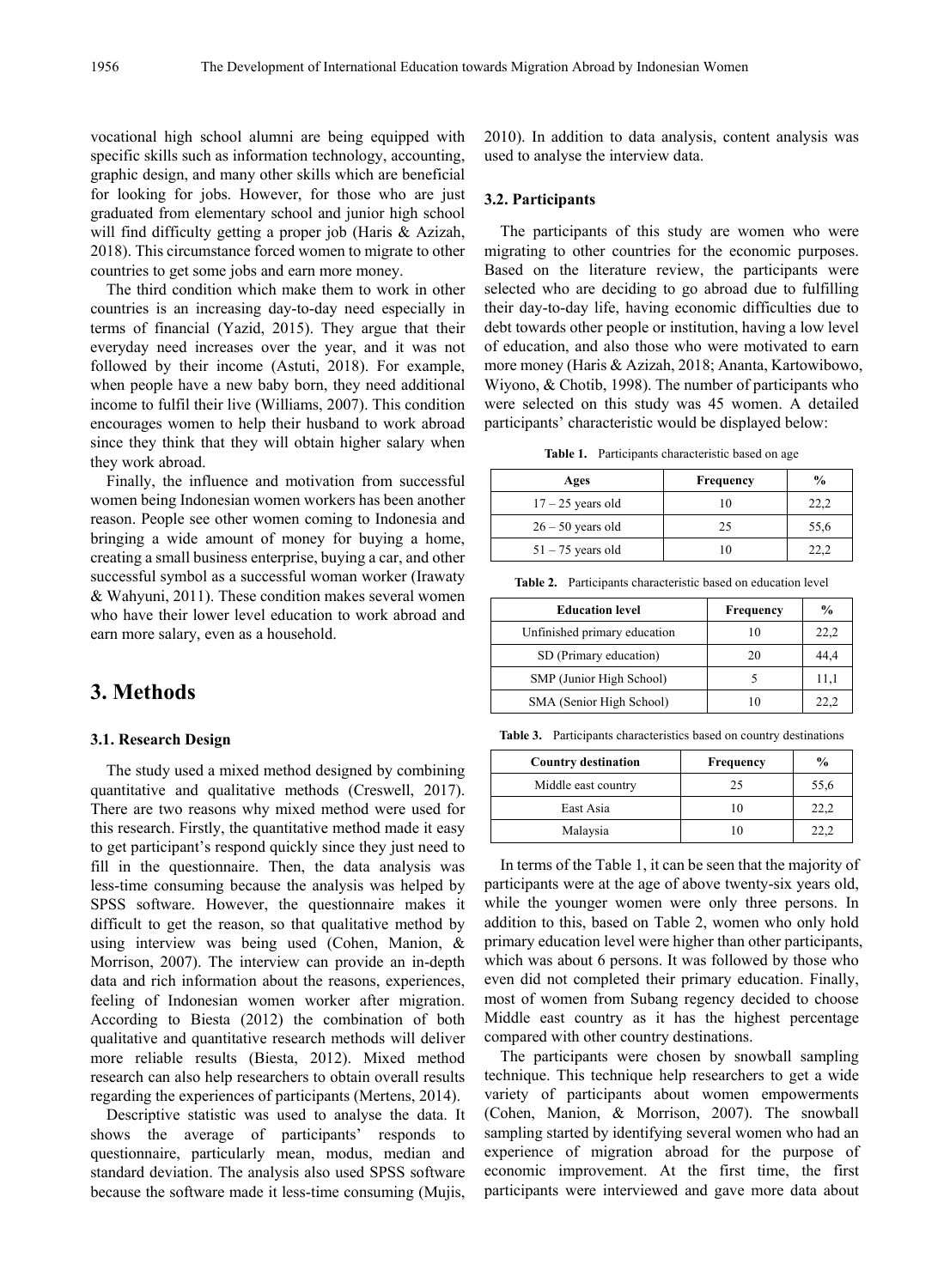vocational high school alumni are being equipped with specific skills such as information technology, accounting, graphic design, and many other skills which are beneficial for looking for jobs. However, for those who are just graduated from elementary school and junior high school will find difficulty getting a proper job (Haris & Azizah, 2018). This circumstance forced women to migrate to other countries to get some jobs and earn more money.

The third condition which make them to work in other countries is an increasing day-to-day need especially in terms of financial (Yazid, 2015). They argue that their everyday need increases over the year, and it was not followed by their income (Astuti, 2018). For example, when people have a new baby born, they need additional income to fulfil their live (Williams, 2007). This condition encourages women to help their husband to work abroad since they think that they will obtain higher salary when they work abroad.

Finally, the influence and motivation from successful women being Indonesian women workers has been another reason. People see other women coming to Indonesia and bringing a wide amount of money for buying a home, creating a small business enterprise, buying a car, and other successful symbol as a successful woman worker (Irawaty & Wahyuni, 2011). These condition makes several women who have their lower level education to work abroad and earn more salary, even as a household.

# 3. Methods

### 3.1. Research Design

The study used a mixed method designed by combining quantitative and qualitative methods (Creswell, 2017). There are two reasons why mixed method were used for this research. Firstly, the quantitative method made it easy to get participant's respond quickly since they just need to fill in the questionnaire. Then, the data analysis was less-time consuming because the analysis was helped by SPSS software. However, the questionnaire makes it difficult to get the reason, so that qualitative method by using interview was being used (Cohen, Manion, & Morrison, 2007). The interview can provide an in-depth data and rich information about the reasons, experiences, feeling of Indonesian women worker after migration. According to Biesta (2012) the combination of both qualitative and quantitative research methods will deliver more reliable results (Biesta, 2012). Mixed method research can also help researchers to obtain overall results regarding the experiences of participants (Mertens, 2014).

Descriptive statistic was used to analyse the data. It shows the average of participants' responds to questionnaire, particularly mean, modus, median and standard deviation. The analysis also used SPSS software because the software made it less-time consuming (Mujis, 2010). In addition to data analysis, content analysis was used to analyse the interview data.

### 3.2. Participants

The participants of this study are women who were migrating to other countries for the economic purposes. Based on the literature review, the participants were selected who are deciding to go abroad due to fulfilling their day-to-day life, having economic difficulties due to debt towards other people or institution, having a low level of education, and also those who were motivated to earn more money (Haris & Azizah, 2018; Ananta, Kartowibowo, Wiyono, & Chotib, 1998). The number of participants who were selected on this study was 45 women. A detailed participants' characteristic would be displayed below:

**Table 1.** Participants characteristic based on age

| Ages | Frequency | % |
|---|---|---|
| 17 – 25 years old | 10 | 22,2 |
| 26 – 50 years old | 25 | 55,6 |
| 51 – 75 years old | 10 | 22,2 |

**Table 2.** Participants characteristic based on education level

| Education level | Frequency | % |
|---|---|---|
| Unfinished primary education | 10 | 22,2 |
| SD (Primary education) | 20 | 44,4 |
| SMP (Junior High School) | 5 | 11,1 |
| SMA (Senior High School) | 10 | 22,2 |

**Table 3.** Participants characteristics based on country destinations

| Country destination | Frequency | % |
|---|---|---|
| Middle east country | 25 | 55,6 |
| East Asia | 10 | 22,2 |
| Malaysia | 10 | 22,2 |

In terms of the Table 1, it can be seen that the majority of participants were at the age of above twenty-six years old, while the younger women were only three persons. In addition to this, based on Table 2, women who only hold primary education level were higher than other participants, which was about 6 persons. It was followed by those who even did not completed their primary education. Finally, most of women from Subang regency decided to choose Middle east country as it has the highest percentage compared with other country destinations.

The participants were chosen by snowball sampling technique. This technique help researchers to get a wide variety of participants about women empowerments (Cohen, Manion, & Morrison, 2007). The snowball sampling started by identifying several women who had an experience of migration abroad for the purpose of economic improvement. At the first time, the first participants were interviewed and gave more data about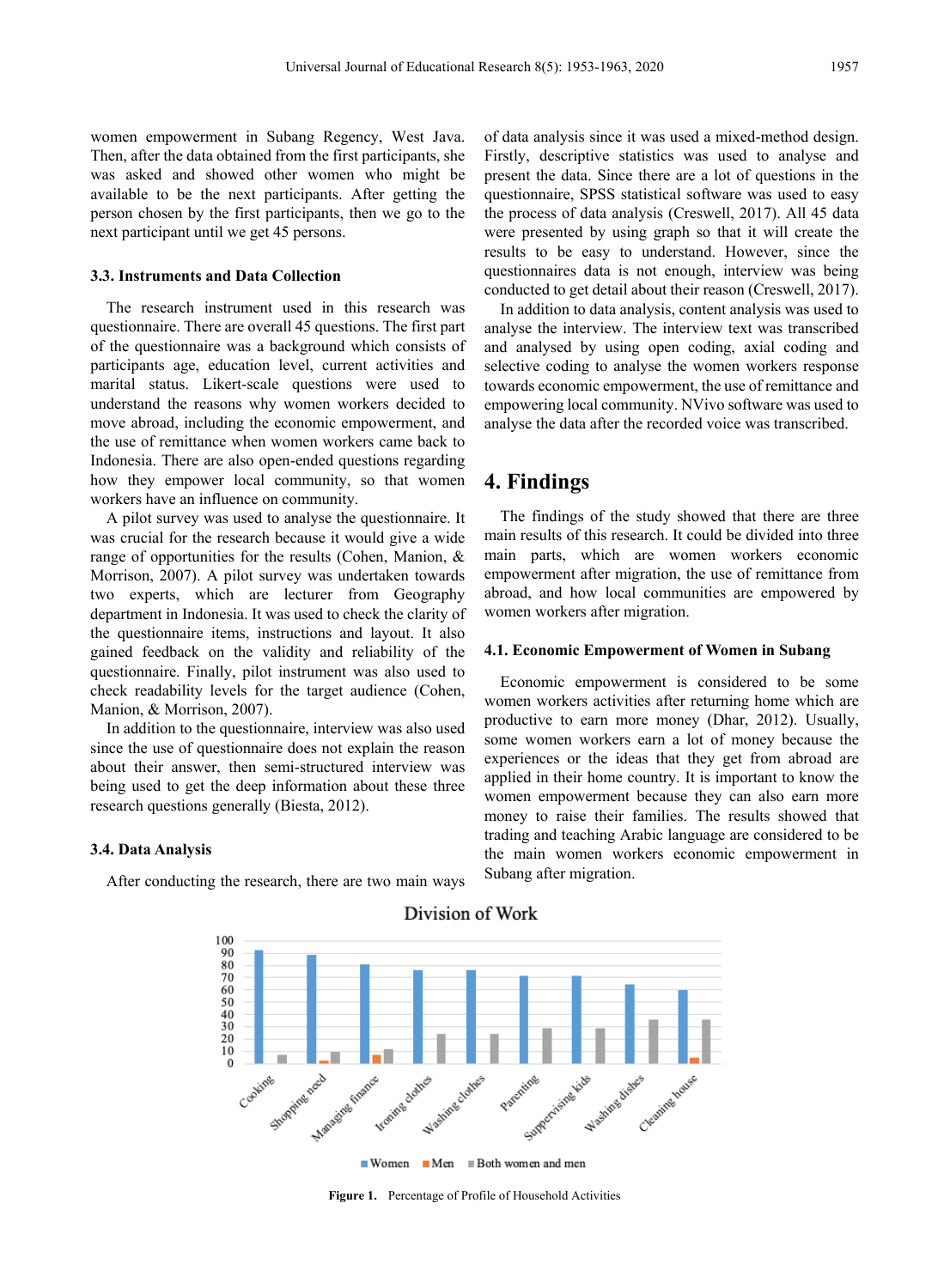women empowerment in Subang Regency, West Java. Then, after the data obtained from the first participants, she was asked and showed other women who might be available to be the next participants. After getting the person chosen by the first participants, then we go to the next participant until we get 45 persons.

### 3.3. Instruments and Data Collection

The research instrument used in this research was questionnaire. There are overall 45 questions. The first part of the questionnaire was a background which consists of participants age, education level, current activities and marital status. Likert-scale questions were used to understand the reasons why women workers decided to move abroad, including the economic empowerment, and the use of remittance when women workers came back to Indonesia. There are also open-ended questions regarding how they empower local community, so that women workers have an influence on community.

A pilot survey was used to analyse the questionnaire. It was crucial for the research because it would give a wide range of opportunities for the results (Cohen, Manion, & Morrison, 2007). A pilot survey was undertaken towards two experts, which are lecturer from Geography department in Indonesia. It was used to check the clarity of the questionnaire items, instructions and layout. It also gained feedback on the validity and reliability of the questionnaire. Finally, pilot instrument was also used to check readability levels for the target audience (Cohen, Manion, & Morrison, 2007).

In addition to the questionnaire, interview was also used since the use of questionnaire does not explain the reason about their answer, then semi-structured interview was being used to get the deep information about these three research questions generally (Biesta, 2012).

### 3.4. Data Analysis

After conducting the research, there are two main ways of data analysis since it was used a mixed-method design. Firstly, descriptive statistics was used to analyse and present the data. Since there are a lot of questions in the questionnaire, SPSS statistical software was used to easy the process of data analysis (Creswell, 2017). All 45 data were presented by using graph so that it will create the results to be easy to understand. However, since the questionnaires data is not enough, interview was being conducted to get detail about their reason (Creswell, 2017).

In addition to data analysis, content analysis was used to analyse the interview. The interview text was transcribed and analysed by using open coding, axial coding and selective coding to analyse the women workers response towards economic empowerment, the use of remittance and empowering local community. NVivo software was used to analyse the data after the recorded voice was transcribed.

## 4. Findings

The findings of the study showed that there are three main results of this research. It could be divided into three main parts, which are women workers economic empowerment after migration, the use of remittance from abroad, and how local communities are empowered by women workers after migration.

### 4.1. Economic Empowerment of Women in Subang

Economic empowerment is considered to be some women workers activities after returning home which are productive to earn more money (Dhar, 2012). Usually, some women workers earn a lot of money because the experiences or the ideas that they get from abroad are applied in their home country. It is important to know the women empowerment because they can also earn more money to raise their families. The results showed that trading and teaching Arabic language are considered to be the main women workers economic empowerment in Subang after migration.

**Figure 1.** Percentage of Profile of Household Activities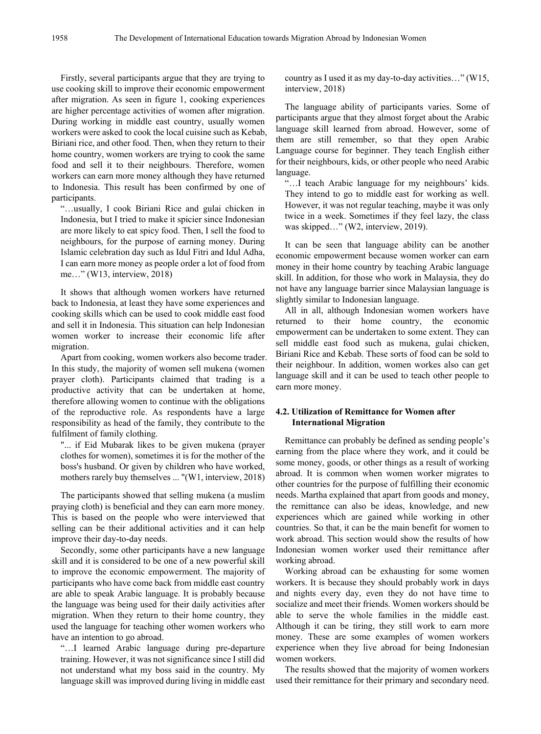Firstly, several participants argue that they are trying to use cooking skill to improve their economic empowerment after migration. As seen in figure 1, cooking experiences are higher percentage activities of women after migration. During working in middle east country, usually women workers were asked to cook the local cuisine such as Kebab, Biriani rice, and other food. Then, when they return to their home country, women workers are trying to cook the same food and sell it to their neighbours. Therefore, women workers can earn more money although they have returned to Indonesia. This result has been confirmed by one of participants.

> "…usually, I cook Biriani Rice and gulai chicken in Indonesia, but I tried to make it spicier since Indonesian are more likely to eat spicy food. Then, I sell the food to neighbours, for the purpose of earning money. During Islamic celebration day such as Idul Fitri and Idul Adha, I can earn more money as people order a lot of food from me…" (W13, interview, 2018)

It shows that although women workers have returned back to Indonesia, at least they have some experiences and cooking skills which can be used to cook middle east food and sell it in Indonesia. This situation can help Indonesian women worker to increase their economic life after migration.

Apart from cooking, women workers also become trader. In this study, the majority of women sell mukena (women prayer cloth). Participants claimed that trading is a productive activity that can be undertaken at home, therefore allowing women to continue with the obligations of the reproductive role. As respondents have a large responsibility as head of the family, they contribute to the fulfilment of family clothing.

> "... if Eid Mubarak likes to be given mukena (prayer clothes for women), sometimes it is for the mother of the boss's husband. Or given by children who have worked, mothers rarely buy themselves ... "(W1, interview, 2018)

The participants showed that selling mukena (a muslim praying cloth) is beneficial and they can earn more money. This is based on the people who were interviewed that selling can be their additional activities and it can help improve their day-to-day needs.

Secondly, some other participants have a new language skill and it is considered to be one of a new powerful skill to improve the economic empowerment. The majority of participants who have come back from middle east country are able to speak Arabic language. It is probably because the language was being used for their daily activities after migration. When they return to their home country, they used the language for teaching other women workers who have an intention to go abroad.

> "…I learned Arabic language during pre-departure training. However, it was not significance since I still did not understand what my boss said in the country. My language skill was improved during living in middle east country as I used it as my day-to-day activities…" (W15, interview, 2018)

The language ability of participants varies. Some of participants argue that they almost forget about the Arabic language skill learned from abroad. However, some of them are still remember, so that they open Arabic Language course for beginner. They teach English either for their neighbours, kids, or other people who need Arabic language.

> "…I teach Arabic language for my neighbours' kids. They intend to go to middle east for working as well. However, it was not regular teaching, maybe it was only twice in a week. Sometimes if they feel lazy, the class was skipped…" (W2, interview, 2019).

It can be seen that language ability can be another economic empowerment because women worker can earn money in their home country by teaching Arabic language skill. In addition, for those who work in Malaysia, they do not have any language barrier since Malaysian language is slightly similar to Indonesian language.

All in all, although Indonesian women workers have returned to their home country, the economic empowerment can be undertaken to some extent. They can sell middle east food such as mukena, gulai chicken, Biriani Rice and Kebab. These sorts of food can be sold to their neighbour. In addition, women workes also can get language skill and it can be used to teach other people to earn more money.

### 4.2. Utilization of Remittance for Women after International Migration

Remittance can probably be defined as sending people's earning from the place where they work, and it could be some money, goods, or other things as a result of working abroad. It is common when women worker migrates to other countries for the purpose of fulfilling their economic needs. Martha explained that apart from goods and money, the remittance can also be ideas, knowledge, and new experiences which are gained while working in other countries. So that, it can be the main benefit for women to work abroad. This section would show the results of how Indonesian women worker used their remittance after working abroad.

Working abroad can be exhausting for some women workers. It is because they should probably work in days and nights every day, even they do not have time to socialize and meet their friends. Women workers should be able to serve the whole families in the middle east. Although it can be tiring, they still work to earn more money. These are some examples of women workers experience when they live abroad for being Indonesian women workers.

The results showed that the majority of women workers used their remittance for their primary and secondary need.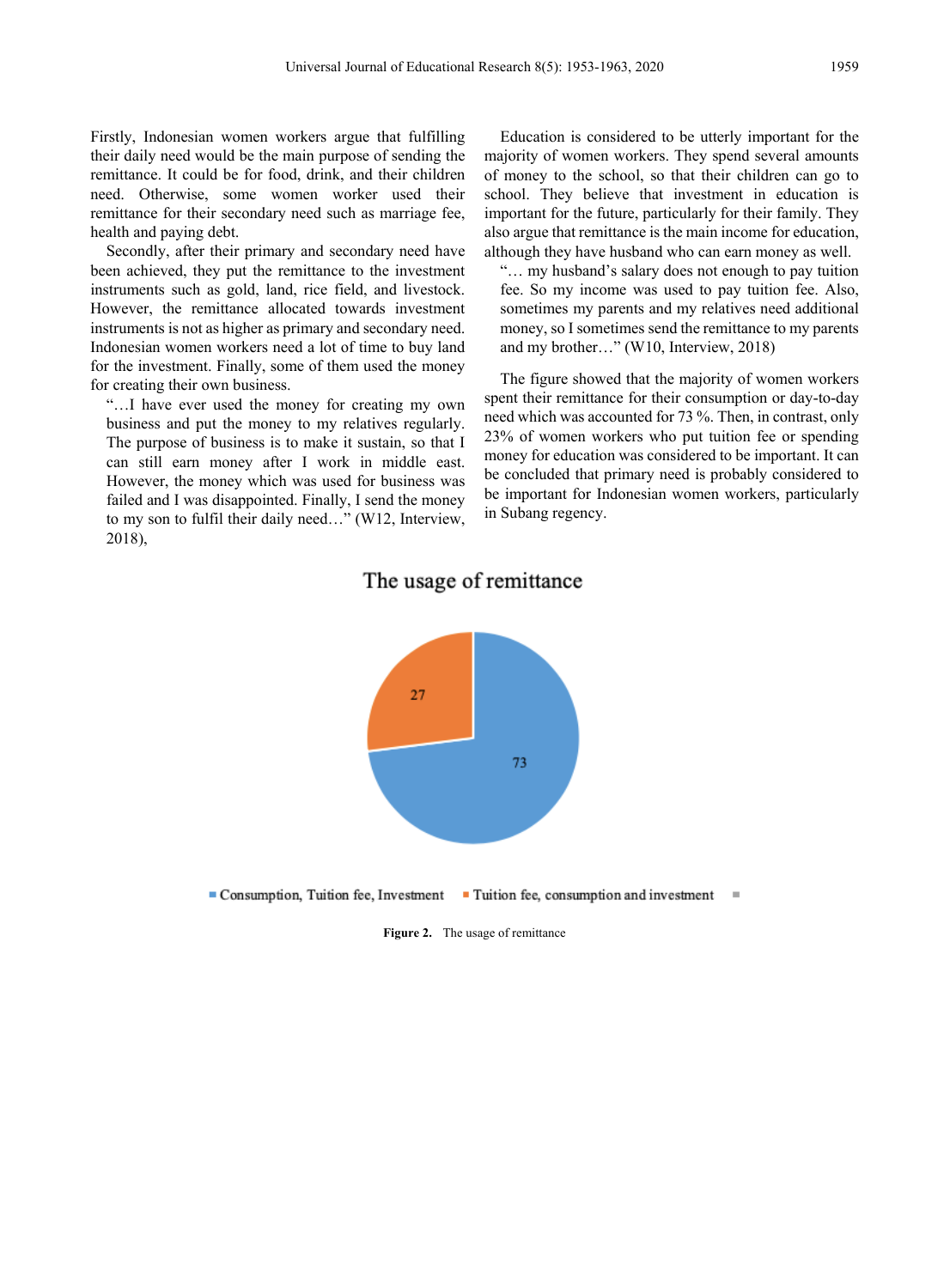Firstly, Indonesian women workers argue that fulfilling their daily need would be the main purpose of sending the remittance. It could be for food, drink, and their children need. Otherwise, some women worker used their remittance for their secondary need such as marriage fee, health and paying debt.

Secondly, after their primary and secondary need have been achieved, they put the remittance to the investment instruments such as gold, land, rice field, and livestock. However, the remittance allocated towards investment instruments is not as higher as primary and secondary need. Indonesian women workers need a lot of time to buy land for the investment. Finally, some of them used the money for creating their own business.

> "…I have ever used the money for creating my own business and put the money to my relatives regularly. The purpose of business is to make it sustain, so that I can still earn money after I work in middle east. However, the money which was used for business was failed and I was disappointed. Finally, I send the money to my son to fulfil their daily need…" (W12, Interview, 2018),

Education is considered to be utterly important for the majority of women workers. They spend several amounts of money to the school, so that their children can go to school. They believe that investment in education is important for the future, particularly for their family. They also argue that remittance is the main income for education, although they have husband who can earn money as well.

> "… my husband's salary does not enough to pay tuition fee. So my income was used to pay tuition fee. Also, sometimes my parents and my relatives need additional money, so I sometimes send the remittance to my parents and my brother…" (W10, Interview, 2018)

The figure showed that the majority of women workers spent their remittance for their consumption or day-to-day need which was accounted for 73 %. Then, in contrast, only 23% of women workers who put tuition fee or spending money for education was considered to be important. It can be concluded that primary need is probably considered to be important for Indonesian women workers, particularly in Subang regency.

The usage of remittance

- Consumption, Tuition fee, Investment: 73
- Tuition fee, consumption and investment: 27

**Figure 2.** The usage of remittance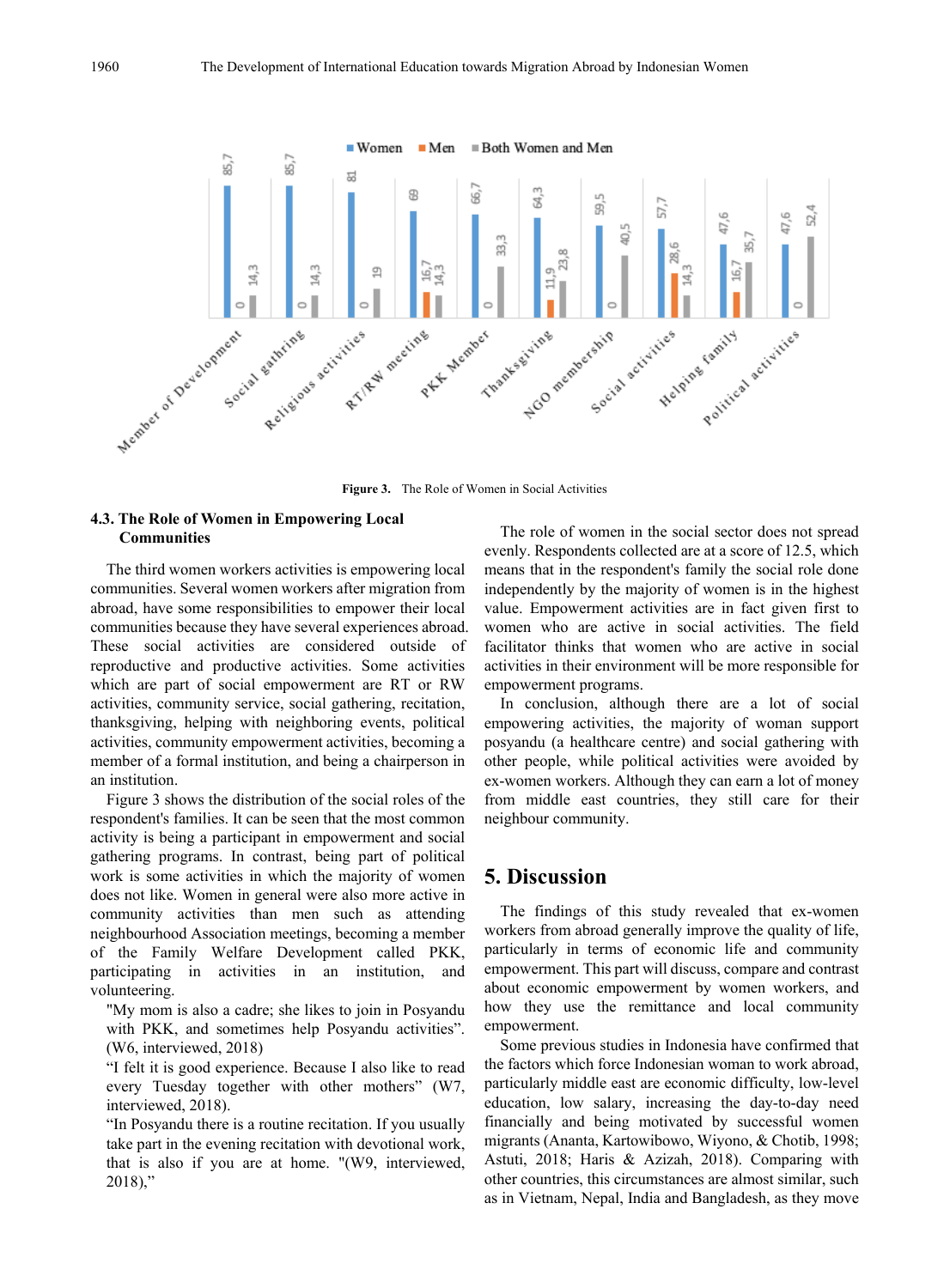Figure 3. The Role of Women in Social Activities

### 4.3. The Role of Women in Empowering Local Communities

The third women workers activities is empowering local communities. Several women workers after migration from abroad, have some responsibilities to empower their local communities because they have several experiences abroad. These social activities are considered outside of reproductive and productive activities. Some activities which are part of social empowerment are RT or RW activities, community service, social gathering, recitation, thanksgiving, helping with neighboring events, political activities, community empowerment activities, becoming a member of a formal institution, and being a chairperson in an institution.

Figure 3 shows the distribution of the social roles of the respondent's families. It can be seen that the most common activity is being a participant in empowerment and social gathering programs. In contrast, being part of political work is some activities in which the majority of women does not like. Women in general were also more active in community activities than men such as attending neighbourhood Association meetings, becoming a member of the Family Welfare Development called PKK, participating in activities in an institution, and volunteering.

"My mom is also a cadre; she likes to join in Posyandu with PKK, and sometimes help Posyandu activities". (W6, interviewed, 2018)

"I felt it is good experience. Because I also like to read every Tuesday together with other mothers" (W7, interviewed, 2018).

"In Posyandu there is a routine recitation. If you usually take part in the evening recitation with devotional work, that is also if you are at home. "(W9, interviewed, 2018),"

The role of women in the social sector does not spread evenly. Respondents collected are at a score of 12.5, which means that in the respondent's family the social role done independently by the majority of women is in the highest value. Empowerment activities are in fact given first to women who are active in social activities. The field facilitator thinks that women who are active in social activities in their environment will be more responsible for empowerment programs.

In conclusion, although there are a lot of social empowering activities, the majority of woman support posyandu (a healthcare centre) and social gathering with other people, while political activities were avoided by ex-women workers. Although they can earn a lot of money from middle east countries, they still care for their neighbour community.

## 5. Discussion

The findings of this study revealed that ex-women workers from abroad generally improve the quality of life, particularly in terms of economic life and community empowerment. This part will discuss, compare and contrast about economic empowerment by women workers, and how they use the remittance and local community empowerment.

Some previous studies in Indonesia have confirmed that the factors which force Indonesian woman to work abroad, particularly middle east are economic difficulty, low-level education, low salary, increasing the day-to-day need financially and being motivated by successful women migrants (Ananta, Kartowibowo, Wiyono, & Chotib, 1998; Astuti, 2018; Haris & Azizah, 2018). Comparing with other countries, this circumstances are almost similar, such as in Vietnam, Nepal, India and Bangladesh, as they move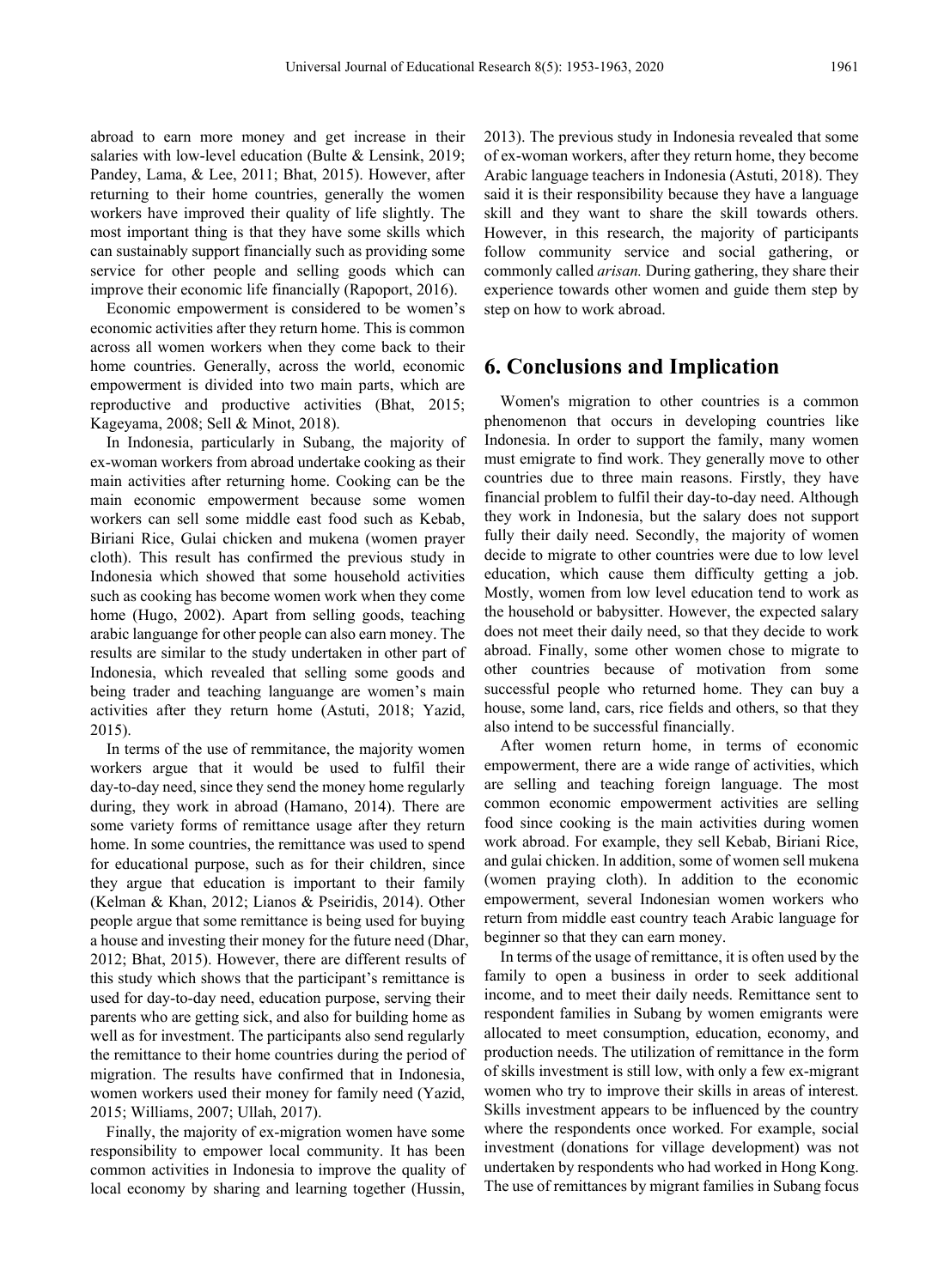abroad to earn more money and get increase in their salaries with low-level education (Bulte & Lensink, 2019; Pandey, Lama, & Lee, 2011; Bhat, 2015). However, after returning to their home countries, generally the women workers have improved their quality of life slightly. The most important thing is that they have some skills which can sustainably support financially such as providing some service for other people and selling goods which can improve their economic life financially (Rapoport, 2016).

Economic empowerment is considered to be women's economic activities after they return home. This is common across all women workers when they come back to their home countries. Generally, across the world, economic empowerment is divided into two main parts, which are reproductive and productive activities (Bhat, 2015; Kageyama, 2008; Sell & Minot, 2018).

In Indonesia, particularly in Subang, the majority of ex-woman workers from abroad undertake cooking as their main activities after returning home. Cooking can be the main economic empowerment because some women workers can sell some middle east food such as Kebab, Biriani Rice, Gulai chicken and mukena (women prayer cloth). This result has confirmed the previous study in Indonesia which showed that some household activities such as cooking has become women work when they come home (Hugo, 2002). Apart from selling goods, teaching arabic languange for other people can also earn money. The results are similar to the study undertaken in other part of Indonesia, which revealed that selling some goods and being trader and teaching languange are women's main activities after they return home (Astuti, 2018; Yazid, 2015).

In terms of the use of remmitance, the majority women workers argue that it would be used to fulfil their day-to-day need, since they send the money home regularly during, they work in abroad (Hamano, 2014). There are some variety forms of remittance usage after they return home. In some countries, the remittance was used to spend for educational purpose, such as for their children, since they argue that education is important to their family (Kelman & Khan, 2012; Lianos & Pseiridis, 2014). Other people argue that some remittance is being used for buying a house and investing their money for the future need (Dhar, 2012; Bhat, 2015). However, there are different results of this study which shows that the participant's remittance is used for day-to-day need, education purpose, serving their parents who are getting sick, and also for building home as well as for investment. The participants also send regularly the remittance to their home countries during the period of migration. The results have confirmed that in Indonesia, women workers used their money for family need (Yazid, 2015; Williams, 2007; Ullah, 2017).

Finally, the majority of ex-migration women have some responsibility to empower local community. It has been common activities in Indonesia to improve the quality of local economy by sharing and learning together (Hussin, 2013). The previous study in Indonesia revealed that some of ex-woman workers, after they return home, they become Arabic language teachers in Indonesia (Astuti, 2018). They said it is their responsibility because they have a language skill and they want to share the skill towards others. However, in this research, the majority of participants follow community service and social gathering, or commonly called *arisan*. During gathering, they share their experience towards other women and guide them step by step on how to work abroad.

## 6. Conclusions and Implication

Women's migration to other countries is a common phenomenon that occurs in developing countries like Indonesia. In order to support the family, many women must emigrate to find work. They generally move to other countries due to three main reasons. Firstly, they have financial problem to fulfil their day-to-day need. Although they work in Indonesia, but the salary does not support fully their daily need. Secondly, the majority of women decide to migrate to other countries were due to low level education, which cause them difficulty getting a job. Mostly, women from low level education tend to work as the household or babysitter. However, the expected salary does not meet their daily need, so that they decide to work abroad. Finally, some other women chose to migrate to other countries because of motivation from some successful people who returned home. They can buy a house, some land, cars, rice fields and others, so that they also intend to be successful financially.

After women return home, in terms of economic empowerment, there are a wide range of activities, which are selling and teaching foreign language. The most common economic empowerment activities are selling food since cooking is the main activities during women work abroad. For example, they sell Kebab, Biriani Rice, and gulai chicken. In addition, some of women sell mukena (women praying cloth). In addition to the economic empowerment, several Indonesian women workers who return from middle east country teach Arabic language for beginner so that they can earn money.

In terms of the usage of remittance, it is often used by the family to open a business in order to seek additional income, and to meet their daily needs. Remittance sent to respondent families in Subang by women emigrants were allocated to meet consumption, education, economy, and production needs. The utilization of remittance in the form of skills investment is still low, with only a few ex-migrant women who try to improve their skills in areas of interest. Skills investment appears to be influenced by the country where the respondents once worked. For example, social investment (donations for village development) was not undertaken by respondents who had worked in Hong Kong. The use of remittances by migrant families in Subang focus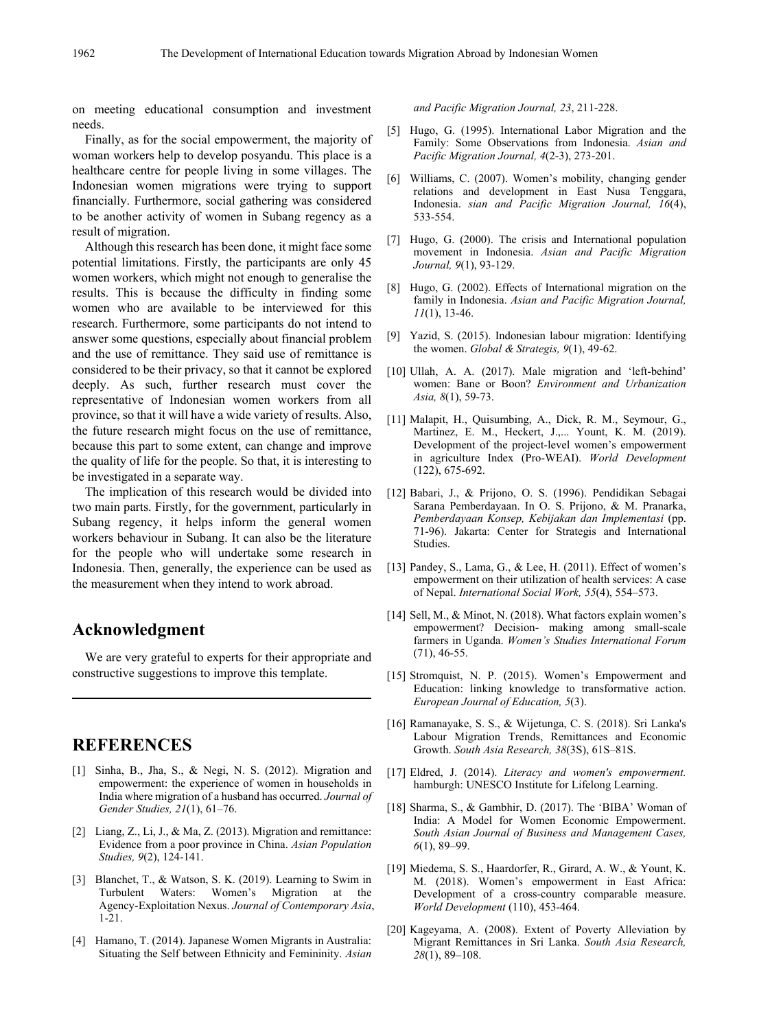on meeting educational consumption and investment needs.

Finally, as for the social empowerment, the majority of woman workers help to develop posyandu. This place is a healthcare centre for people living in some villages. The Indonesian women migrations were trying to support financially. Furthermore, social gathering was considered to be another activity of women in Subang regency as a result of migration.

Although this research has been done, it might face some potential limitations. Firstly, the participants are only 45 women workers, which might not enough to generalise the results. This is because the difficulty in finding some women who are available to be interviewed for this research. Furthermore, some participants do not intend to answer some questions, especially about financial problem and the use of remittance. They said use of remittance is considered to be their privacy, so that it cannot be explored deeply. As such, further research must cover the representative of Indonesian women workers from all province, so that it will have a wide variety of results. Also, the future research might focus on the use of remittance, because this part to some extent, can change and improve the quality of life for the people. So that, it is interesting to be investigated in a separate way.

The implication of this research would be divided into two main parts. Firstly, for the government, particularly in Subang regency, it helps inform the general women workers behaviour in Subang. It can also be the literature for the people who will undertake some research in Indonesia. Then, generally, the experience can be used as the measurement when they intend to work abroad.

## Acknowledgment

We are very grateful to experts for their appropriate and constructive suggestions to improve this template.

## REFERENCES

[1] Sinha, B., Jha, S., & Negi, N. S. (2012). Migration and empowerment: the experience of women in households in India where migration of a husband has occurred. *Journal of Gender Studies, 21*(1), 61–76.

[2] Liang, Z., Li, J., & Ma, Z. (2013). Migration and remittance: Evidence from a poor province in China. *Asian Population Studies, 9*(2), 124-141.

[3] Blanchet, T., & Watson, S. K. (2019). Learning to Swim in Turbulent Waters: Women's Migration at the Agency-Exploitation Nexus. *Journal of Contemporary Asia*, 1-21.

[4] Hamano, T. (2014). Japanese Women Migrants in Australia: Situating the Self between Ethnicity and Femininity. *Asian and Pacific Migration Journal, 23*, 211-228.

[5] Hugo, G. (1995). International Labor Migration and the Family: Some Observations from Indonesia. *Asian and Pacific Migration Journal, 4*(2-3), 273-201.

[6] Williams, C. (2007). Women's mobility, changing gender relations and development in East Nusa Tenggara, Indonesia. *sian and Pacific Migration Journal, 16*(4), 533-554.

[7] Hugo, G. (2000). The crisis and International population movement in Indonesia. *Asian and Pacific Migration Journal, 9*(1), 93-129.

[8] Hugo, G. (2002). Effects of International migration on the family in Indonesia. *Asian and Pacific Migration Journal, 11*(1), 13-46.

[9] Yazid, S. (2015). Indonesian labour migration: Identifying the women. *Global & Strategis, 9*(1), 49-62.

[10] Ullah, A. A. (2017). Male migration and 'left-behind' women: Bane or Boon? *Environment and Urbanization Asia, 8*(1), 59-73.

[11] Malapit, H., Quisumbing, A., Dick, R. M., Seymour, G., Martinez, E. M., Heckert, J.,... Yount, K. M. (2019). Development of the project-level women's empowerment in agriculture Index (Pro-WEAI). *World Development* (122), 675-692.

[12] Babari, J., & Prijono, O. S. (1996). Pendidikan Sebagai Sarana Pemberdayaan. In O. S. Prijono, & M. Pranarka, *Pemberdayaan Konsep, Kebijakan dan Implementasi* (pp. 71-96). Jakarta: Center for Strategis and International Studies.

[13] Pandey, S., Lama, G., & Lee, H. (2011). Effect of women's empowerment on their utilization of health services: A case of Nepal. *International Social Work, 55*(4), 554–573.

[14] Sell, M., & Minot, N. (2018). What factors explain women's empowerment? Decision- making among small-scale farmers in Uganda. *Women's Studies International Forum* (71), 46-55.

[15] Stromquist, N. P. (2015). Women's Empowerment and Education: linking knowledge to transformative action. *European Journal of Education, 5*(3).

[16] Ramanayake, S. S., & Wijetunga, C. S. (2018). Sri Lanka's Labour Migration Trends, Remittances and Economic Growth. *South Asia Research, 38*(3S), 61S–81S.

[17] Eldred, J. (2014). *Literacy and women's empowerment.* hamburgh: UNESCO Institute for Lifelong Learning.

[18] Sharma, S., & Gambhir, D. (2017). The 'BIBA' Woman of India: A Model for Women Economic Empowerment. *South Asian Journal of Business and Management Cases, 6*(1), 89–99.

[19] Miedema, S. S., Haardorfer, R., Girard, A. W., & Yount, K. M. (2018). Women's empowerment in East Africa: Development of a cross-country comparable measure. *World Development* (110), 453-464.

[20] Kageyama, A. (2008). Extent of Poverty Alleviation by Migrant Remittances in Sri Lanka. *South Asia Research, 28*(1), 89–108.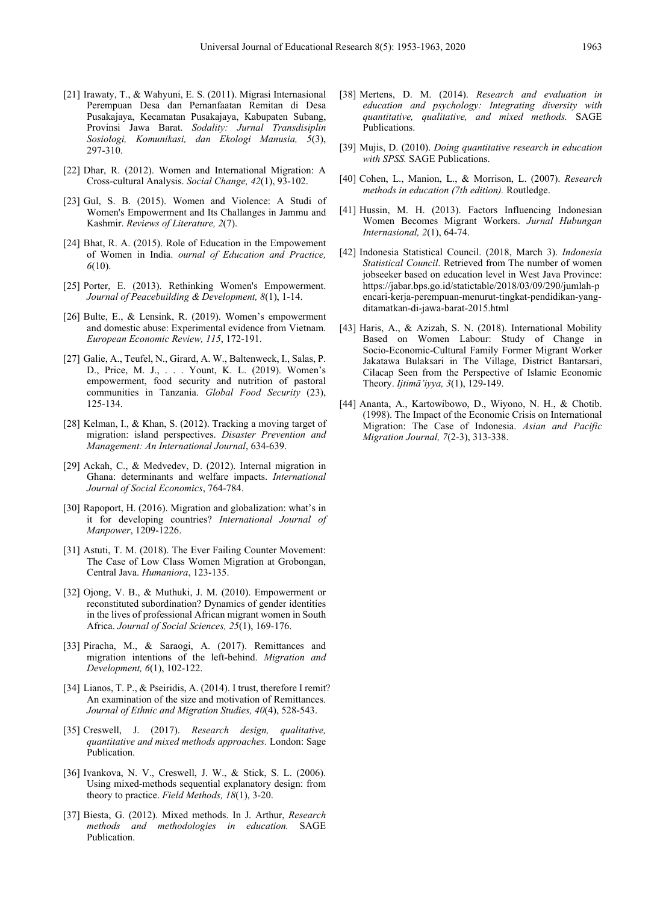[21] Irawaty, T., & Wahyuni, E. S. (2011). Migrasi Internasional Perempuan Desa dan Pemanfaatan Remitan di Desa Pusakajaya, Kecamatan Pusakajaya, Kabupaten Subang, Provinsi Jawa Barat. *Sodality: Jurnal Transdisiplin Sosiologi, Komunikasi, dan Ekologi Manusia, 5*(3), 297-310.

[22] Dhar, R. (2012). Women and International Migration: A Cross-cultural Analysis. *Social Change, 42*(1), 93-102.

[23] Gul, S. B. (2015). Women and Violence: A Studi of Women's Empowerment and Its Challanges in Jammu and Kashmir. *Reviews of Literature, 2*(7).

[24] Bhat, R. A. (2015). Role of Education in the Empowement of Women in India. *ournal of Education and Practice, 6*(10).

[25] Porter, E. (2013). Rethinking Women's Empowerment. *Journal of Peacebuilding & Development, 8*(1), 1-14.

[26] Bulte, E., & Lensink, R. (2019). Women's empowerment and domestic abuse: Experimental evidence from Vietnam. *European Economic Review, 115*, 172-191.

[27] Galie, A., Teufel, N., Girard, A. W., Baltenweck, I., Salas, P. D., Price, M. J., . . . Yount, K. L. (2019). Women's empowerment, food security and nutrition of pastoral communities in Tanzania. *Global Food Security* (23), 125-134.

[28] Kelman, I., & Khan, S. (2012). Tracking a moving target of migration: island perspectives. *Disaster Prevention and Management: An International Journal*, 634-639.

[29] Ackah, C., & Medvedev, D. (2012). Internal migration in Ghana: determinants and welfare impacts. *International Journal of Social Economics*, 764-784.

[30] Rapoport, H. (2016). Migration and globalization: what's in it for developing countries? *International Journal of Manpower*, 1209-1226.

[31] Astuti, T. M. (2018). The Ever Failing Counter Movement: The Case of Low Class Women Migration at Grobongan, Central Java. *Humaniora*, 123-135.

[32] Ojong, V. B., & Muthuki, J. M. (2010). Empowerment or reconstituted subordination? Dynamics of gender identities in the lives of professional African migrant women in South Africa. *Journal of Social Sciences, 25*(1), 169-176.

[33] Piracha, M., & Saraogi, A. (2017). Remittances and migration intentions of the left-behind. *Migration and Development, 6*(1), 102-122.

[34] Lianos, T. P., & Pseiridis, A. (2014). I trust, therefore I remit? An examination of the size and motivation of Remittances. *Journal of Ethnic and Migration Studies, 40*(4), 528-543.

[35] Creswell, J. (2017). *Research design, qualitative, quantitative and mixed methods approaches.* London: Sage Publication.

[36] Ivankova, N. V., Creswell, J. W., & Stick, S. L. (2006). Using mixed-methods sequential explanatory design: from theory to practice. *Field Methods, 18*(1), 3-20.

[37] Biesta, G. (2012). Mixed methods. In J. Arthur, *Research methods and methodologies in education.* SAGE Publication.

[38] Mertens, D. M. (2014). *Research and evaluation in education and psychology: Integrating diversity with quantitative, qualitative, and mixed methods.* SAGE Publications.

[39] Mujis, D. (2010). *Doing quantitative research in education with SPSS.* SAGE Publications.

[40] Cohen, L., Manion, L., & Morrison, L. (2007). *Research methods in education (7th edition).* Routledge.

[41] Hussin, M. H. (2013). Factors Influencing Indonesian Women Becomes Migrant Workers. *Jurnal Hubungan Internasional, 2*(1), 64-74.

[42] Indonesia Statistical Council. (2018, March 3). *Indonesia Statistical Council*. Retrieved from The number of women jobseeker based on education level in West Java Province: https://jabar.bps.go.id/statictable/2018/03/09/290/jumlah-pencari-kerja-perempuan-menurut-tingkat-pendidikan-yang-ditamatkan-di-jawa-barat-2015.html

[43] Haris, A., & Azizah, S. N. (2018). International Mobility Based on Women Labour: Study of Change in Socio-Economic-Cultural Family Former Migrant Worker Jakatawa Bulaksari in The Village, District Bantarsari, Cilacap Seen from the Perspective of Islamic Economic Theory. *Ijtimā'iyya, 3*(1), 129-149.

[44] Ananta, A., Kartowibowo, D., Wiyono, N. H., & Chotib. (1998). The Impact of the Economic Crisis on International Migration: The Case of Indonesia. *Asian and Pacific Migration Journal, 7*(2-3), 313-338.